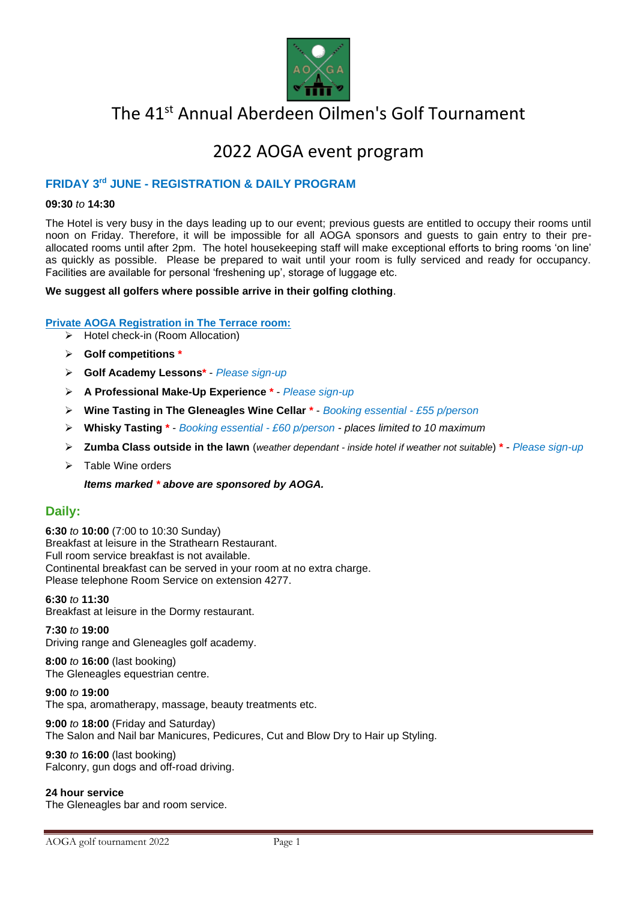# The 41st Annual Aberdeen Oilmen's Golf Tournament

# 2022 AOGA event program

## FRIDAY 3rd JUNE - REGISTRATION & DAILY PROGRAM

**09:30** *to* **14:30**

The Hotel is very busy in the days leading up to our event; previous guests are entitled to occupy their rooms until noon on Friday. Therefore, it will be impossible for all AOGA sponsors and guests to gain entry to their pre-allocated rooms until after 2pm. The hotel housekeeping staff will make exceptional efforts to bring rooms 'on line' as quickly as possible. Please be prepared to wait until your room is fully serviced and ready for occupancy. Facilities are available for personal 'freshening up', storage of luggage etc.

**We suggest all golfers where possible arrive in their golfing clothing**.

### Private AOGA Registration in The Terrace room:

- Hotel check-in (Room Allocation)
- **Golf competitions** *
- **Golf Academy Lessons*** - *Please sign-up*
- **A Professional Make-Up Experience** * - *Please sign-up*
- **Wine Tasting in The Gleneagles Wine Cellar** * - *Booking essential - £55 p/person*
- **Whisky Tasting** * - *Booking essential - £60 p/person* - *places limited to 10 maximum*
- **Zumba Class outside in the lawn** (*weather dependant - inside hotel if weather not suitable*) * - *Please sign-up*
- Table Wine orders

***Items marked * above are sponsored by AOGA.***

## Daily:

**6:30** *to* **10:00** (7:00 to 10:30 Sunday)
Breakfast at leisure in the Strathearn Restaurant.
Full room service breakfast is not available.
Continental breakfast can be served in your room at no extra charge.
Please telephone Room Service on extension 4277.

**6:30** *to* **11:30**
Breakfast at leisure in the Dormy restaurant.

**7:30** *to* **19:00**
Driving range and Gleneagles golf academy.

**8:00** *to* **16:00** (last booking)
The Gleneagles equestrian centre.

**9:00** *to* **19:00**
The spa, aromatherapy, massage, beauty treatments etc.

**9:00** *to* **18:00** (Friday and Saturday)
The Salon and Nail bar Manicures, Pedicures, Cut and Blow Dry to Hair up Styling.

**9:30** *to* **16:00** (last booking)
Falconry, gun dogs and off-road driving.

**24 hour service**
The Gleneagles bar and room service.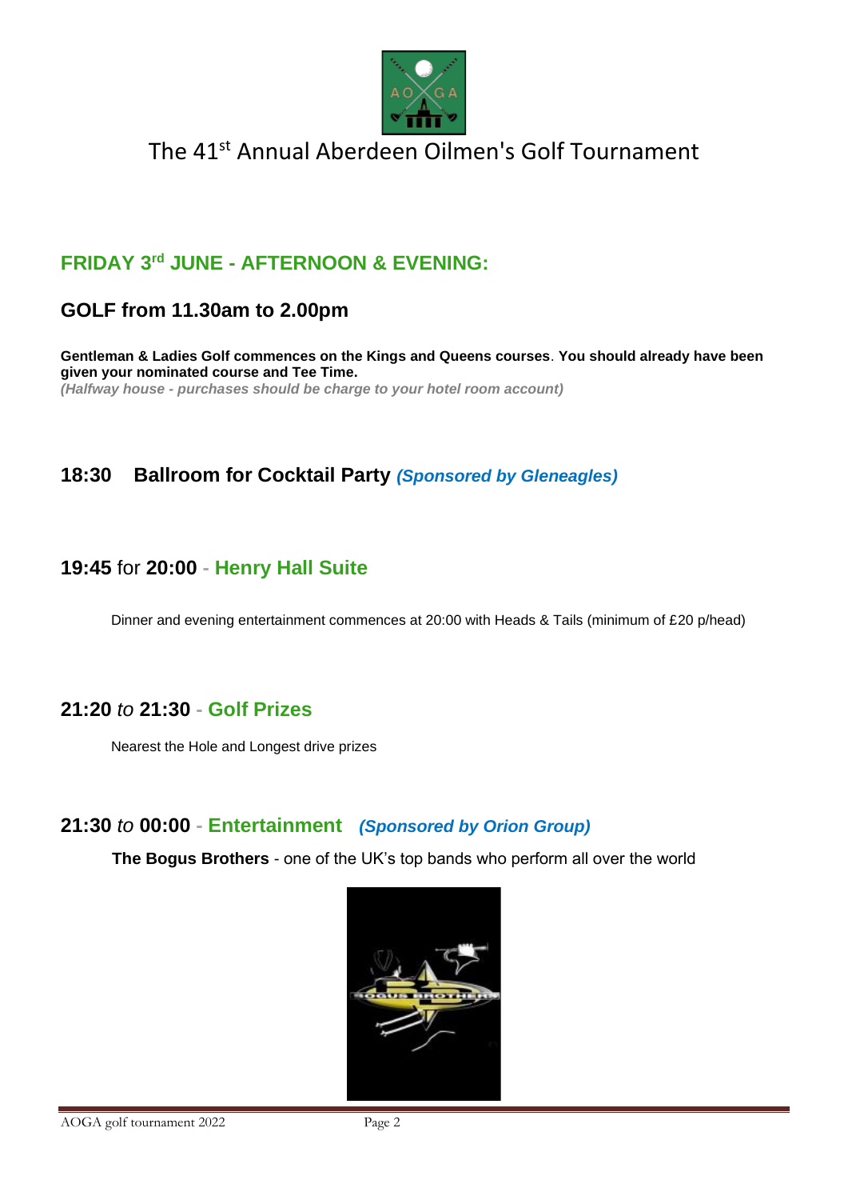# The 41st Annual Aberdeen Oilmen's Golf Tournament

## FRIDAY 3rd JUNE - AFTERNOON & EVENING:

## GOLF from 11.30am to 2.00pm

**Gentleman & Ladies Golf commences on the Kings and Queens courses**. **You should already have been given your nominated course and Tee Time.**
***(Halfway house - purchases should be charge to your hotel room account)***

### 18:30 Ballroom for Cocktail Party ***(Sponsored by Gleneagles)***

### 19:45 for 20:00 - Henry Hall Suite

Dinner and evening entertainment commences at 20:00 with Heads & Tails (minimum of £20 p/head)

### 21:20 *to* 21:30 - Golf Prizes

Nearest the Hole and Longest drive prizes

### 21:30 *to* 00:00 - Entertainment ***(Sponsored by Orion Group)***

**The Bogus Brothers** - one of the UK's top bands who perform all over the world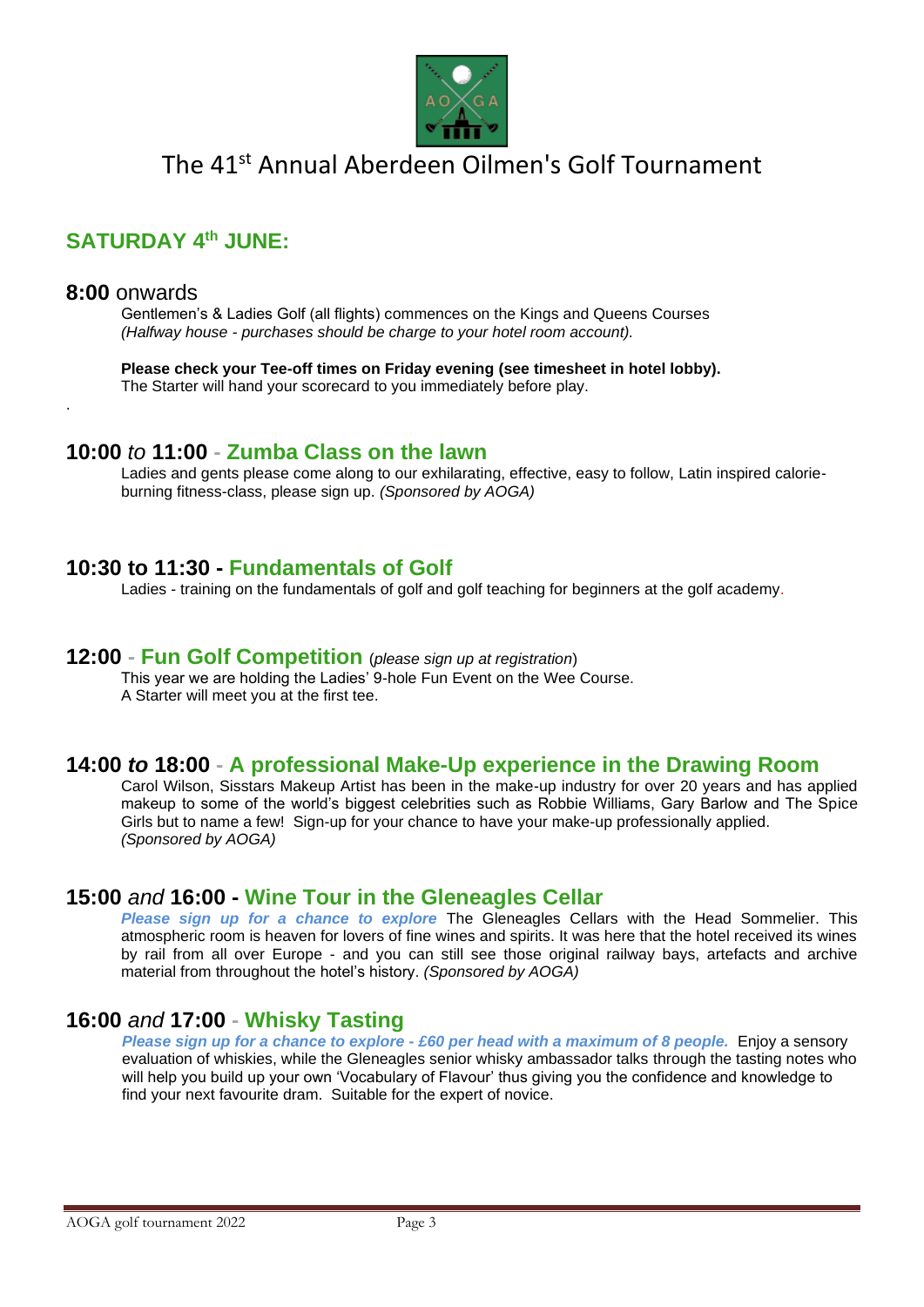# The 41st Annual Aberdeen Oilmen's Golf Tournament

## SATURDAY 4th JUNE:

### 8:00 onwards

Gentlemen's & Ladies Golf (all flights) commences on the Kings and Queens Courses
*(Halfway house - purchases should be charge to your hotel room account).*

**Please check your Tee-off times on Friday evening (see timesheet in hotel lobby).**
The Starter will hand your scorecard to you immediately before play.

### 10:00 *to* 11:00 - Zumba Class on the lawn

Ladies and gents please come along to our exhilarating, effective, easy to follow, Latin inspired calorie-burning fitness-class, please sign up. *(Sponsored by AOGA)*

### 10:30 to 11:30 - Fundamentals of Golf

Ladies - training on the fundamentals of golf and golf teaching for beginners at the golf academy.

### 12:00 - Fun Golf Competition (*please sign up at registration*)

This year we are holding the Ladies' 9-hole Fun Event on the Wee Course.
A Starter will meet you at the first tee.

### 14:00 *to* 18:00 - A professional Make-Up experience in the Drawing Room

Carol Wilson, Sisstars Makeup Artist has been in the make-up industry for over 20 years and has applied makeup to some of the world's biggest celebrities such as Robbie Williams, Gary Barlow and The Spice Girls but to name a few! Sign-up for your chance to have your make-up professionally applied.
*(Sponsored by AOGA)*

### 15:00 *and* 16:00 - Wine Tour in the Gleneagles Cellar

***Please sign up for a chance to explore*** The Gleneagles Cellars with the Head Sommelier. This atmospheric room is heaven for lovers of fine wines and spirits. It was here that the hotel received its wines by rail from all over Europe - and you can still see those original railway bays, artefacts and archive material from throughout the hotel's history. *(Sponsored by AOGA)*

### 16:00 *and* 17:00 - Whisky Tasting

***Please sign up for a chance to explore - £60 per head with a maximum of 8 people.*** Enjoy a sensory evaluation of whiskies, while the Gleneagles senior whisky ambassador talks through the tasting notes who will help you build up your own 'Vocabulary of Flavour' thus giving you the confidence and knowledge to find your next favourite dram. Suitable for the expert of novice.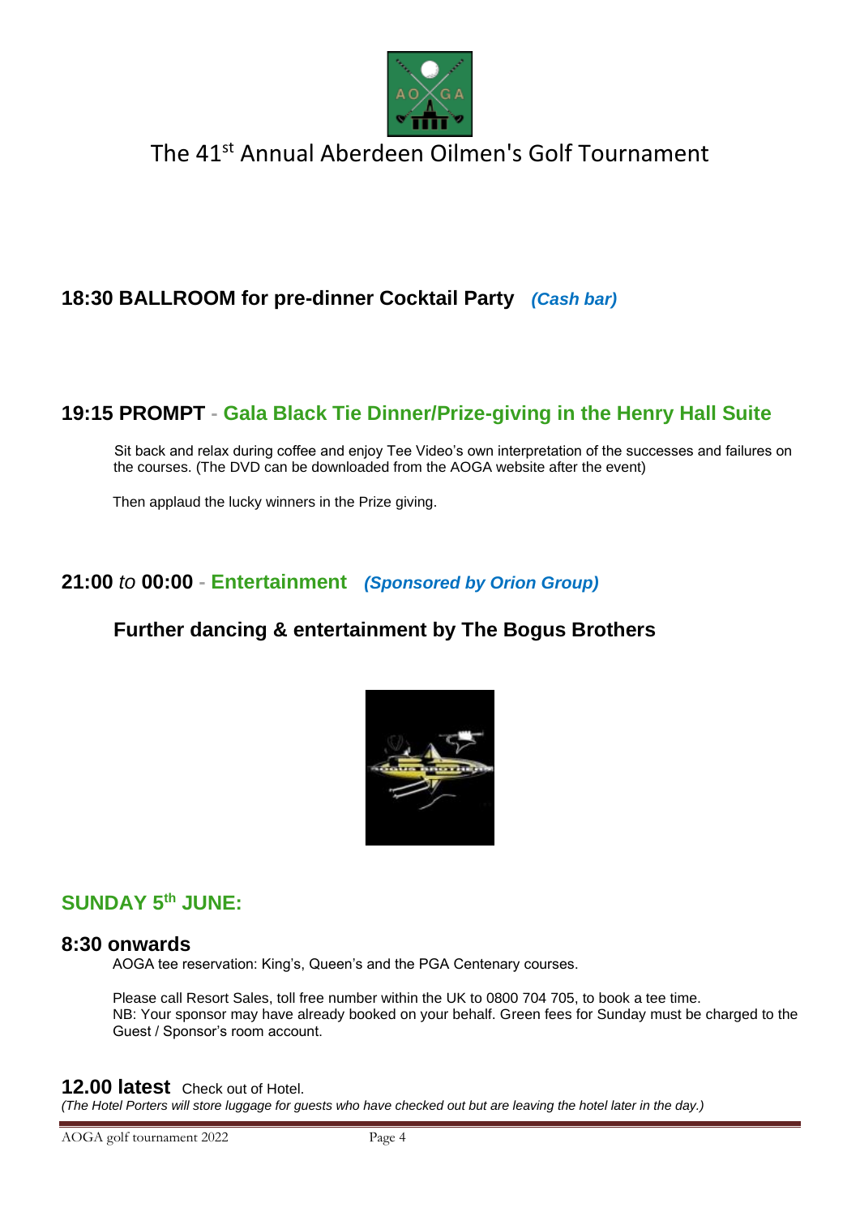# The 41st Annual Aberdeen Oilmen's Golf Tournament

## 18:30 BALLROOM for pre-dinner Cocktail Party *(Cash bar)*

## 19:15 PROMPT - Gala Black Tie Dinner/Prize-giving in the Henry Hall Suite

Sit back and relax during coffee and enjoy Tee Video's own interpretation of the successes and failures on the courses. (The DVD can be downloaded from the AOGA website after the event)

Then applaud the lucky winners in the Prize giving.

## 21:00 *to* 00:00 - Entertainment *(Sponsored by Orion Group)*

### Further dancing & entertainment by The Bogus Brothers

## SUNDAY 5th JUNE:

### 8:30 onwards

AOGA tee reservation: King's, Queen's and the PGA Centenary courses.

Please call Resort Sales, toll free number within the UK to 0800 704 705, to book a tee time.
NB: Your sponsor may have already booked on your behalf. Green fees for Sunday must be charged to the Guest / Sponsor's room account.

**12.00 latest** Check out of Hotel.
*(The Hotel Porters will store luggage for guests who have checked out but are leaving the hotel later in the day.)*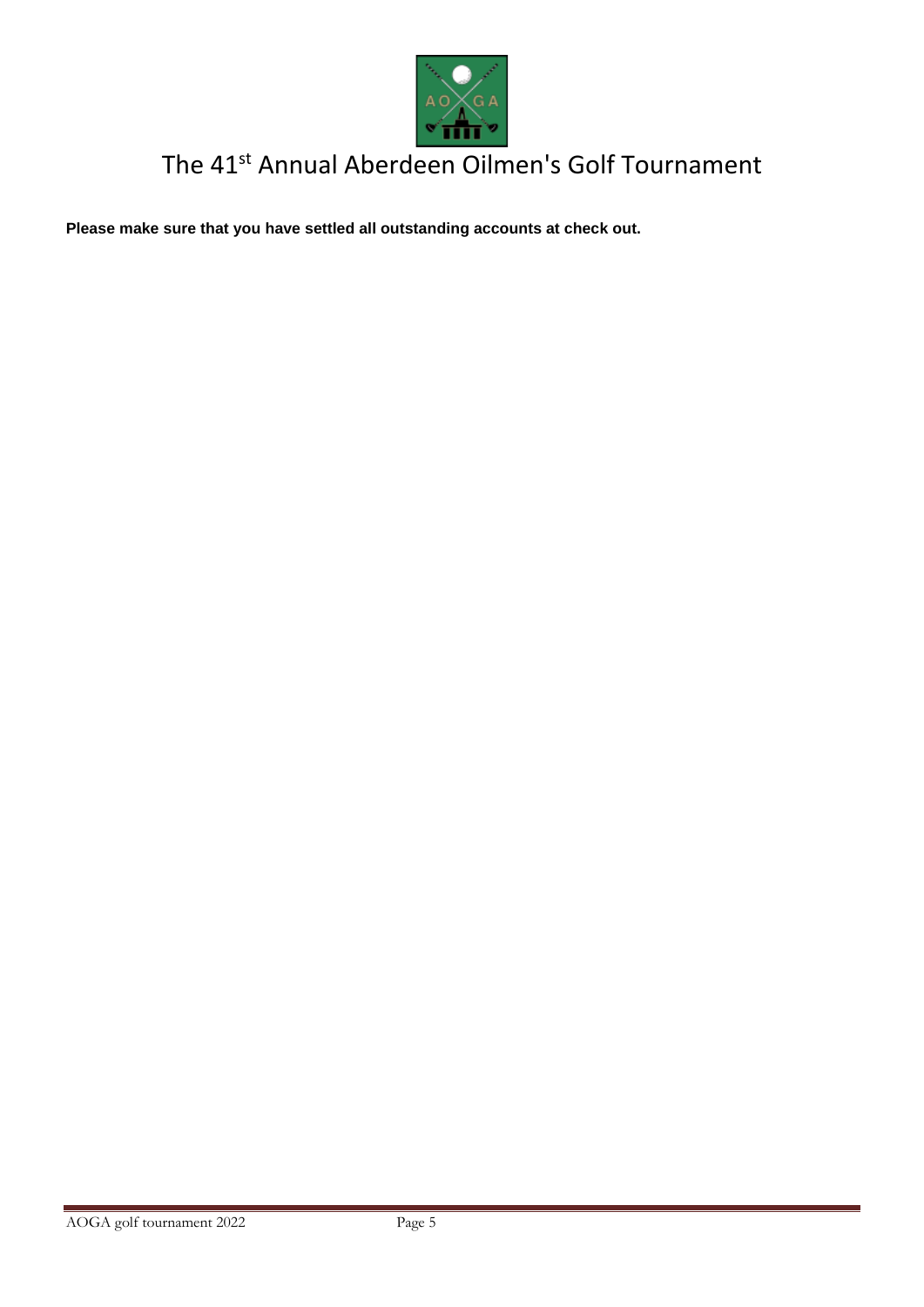# The 41st Annual Aberdeen Oilmen's Golf Tournament

**Please make sure that you have settled all outstanding accounts at check out.**